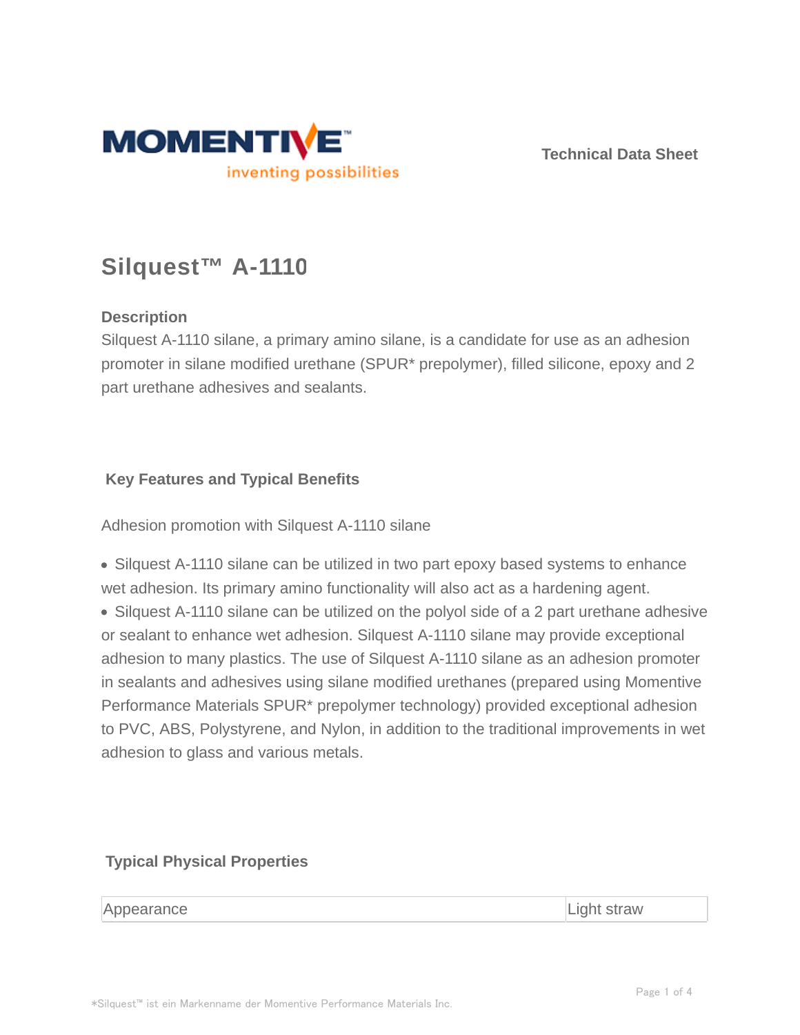Technical Data Sheet

# Silquest™ A-1110

## Description

Silquest A-1110 silane, a primary amino silane, is a candidate for use as an adhesion promoter in silane modified urethane (SPUR* prepolymer), filled silicone, epoxy and 2 part urethane adhesives and sealants.

## Key Features and Typical Benefits

Adhesion promotion with Silquest A-1110 silane

- Silquest A-1110 silane can be utilized in two part epoxy based systems to enhance wet adhesion. Its primary amino functionality will also act as a hardening agent.
- Silquest A-1110 silane can be utilized on the polyol side of a 2 part urethane adhesive or sealant to enhance wet adhesion. Silquest A-1110 silane may provide exceptional adhesion to many plastics. The use of Silquest A-1110 silane as an adhesion promoter in sealants and adhesives using silane modified urethanes (prepared using Momentive Performance Materials SPUR* prepolymer technology) provided exceptional adhesion to PVC, ABS, Polystyrene, and Nylon, in addition to the traditional improvements in wet adhesion to glass and various metals.

## Typical Physical Properties

| Appearance | Light straw |
|---|---|

*Silquest™ ist ein Markenname der Momentive Performance Materials Inc.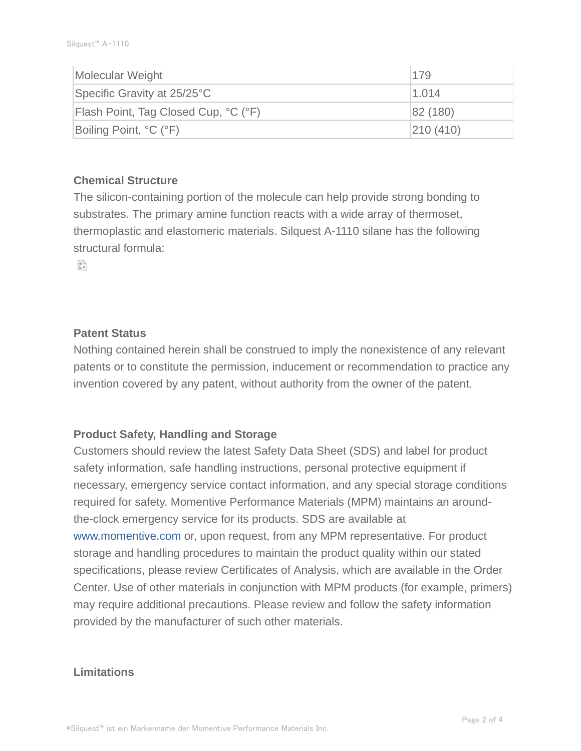| | |
|---|---|
| Molecular Weight | 179 |
| Specific Gravity at 25/25°C | 1.014 |
| Flash Point, Tag Closed Cup, °C (°F) | 82 (180) |
| Boiling Point, °C (°F) | 210 (410) |

### Chemical Structure

The silicon-containing portion of the molecule can help provide strong bonding to substrates. The primary amine function reacts with a wide array of thermoset, thermoplastic and elastomeric materials. Silquest A-1110 silane has the following structural formula:

### Patent Status

Nothing contained herein shall be construed to imply the nonexistence of any relevant patents or to constitute the permission, inducement or recommendation to practice any invention covered by any patent, without authority from the owner of the patent.

### Product Safety, Handling and Storage

Customers should review the latest Safety Data Sheet (SDS) and label for product safety information, safe handling instructions, personal protective equipment if necessary, emergency service contact information, and any special storage conditions required for safety. Momentive Performance Materials (MPM) maintains an around-the-clock emergency service for its products. SDS are available at www.momentive.com or, upon request, from any MPM representative. For product storage and handling procedures to maintain the product quality within our stated specifications, please review Certificates of Analysis, which are available in the Order Center. Use of other materials in conjunction with MPM products (for example, primers) may require additional precautions. Please review and follow the safety information provided by the manufacturer of such other materials.

### Limitations

*Silquest™ ist ein Markenname der Momentive Performance Materials Inc.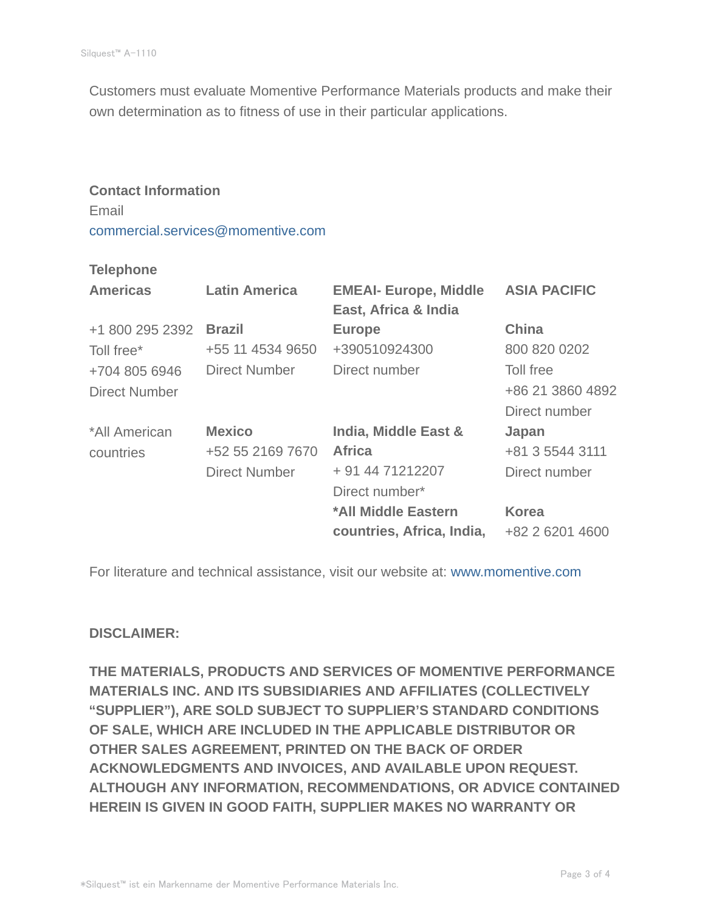Customers must evaluate Momentive Performance Materials products and make their own determination as to fitness of use in their particular applications.

**Contact Information**

Email

commercial.services@momentive.com

**Telephone**

| **Americas** | **Latin America** | **EMEAI- Europe, Middle East, Africa & India** | **ASIA PACIFIC** |
|---|---|---|---|
| +1 800 295 2392 Toll free* +704 805 6946 Direct Number | **Brazil** +55 11 4534 9650 Direct Number | **Europe** +390510924300 Direct number | **China** 800 820 0202 Toll free +86 21 3860 4892 Direct number |
| *All American countries | **Mexico** +52 55 2169 7670 Direct Number | **India, Middle East & Africa** + 91 44 71212207 Direct number* | **Japan** +81 3 5544 3111 Direct number |
| | | ***All Middle Eastern countries, Africa, India,** | **Korea** +82 2 6201 4600 |

For literature and technical assistance, visit our website at: www.momentive.com

**DISCLAIMER:**

**THE MATERIALS, PRODUCTS AND SERVICES OF MOMENTIVE PERFORMANCE MATERIALS INC. AND ITS SUBSIDIARIES AND AFFILIATES (COLLECTIVELY "SUPPLIER"), ARE SOLD SUBJECT TO SUPPLIER'S STANDARD CONDITIONS OF SALE, WHICH ARE INCLUDED IN THE APPLICABLE DISTRIBUTOR OR OTHER SALES AGREEMENT, PRINTED ON THE BACK OF ORDER ACKNOWLEDGMENTS AND INVOICES, AND AVAILABLE UPON REQUEST. ALTHOUGH ANY INFORMATION, RECOMMENDATIONS, OR ADVICE CONTAINED HEREIN IS GIVEN IN GOOD FAITH, SUPPLIER MAKES NO WARRANTY OR**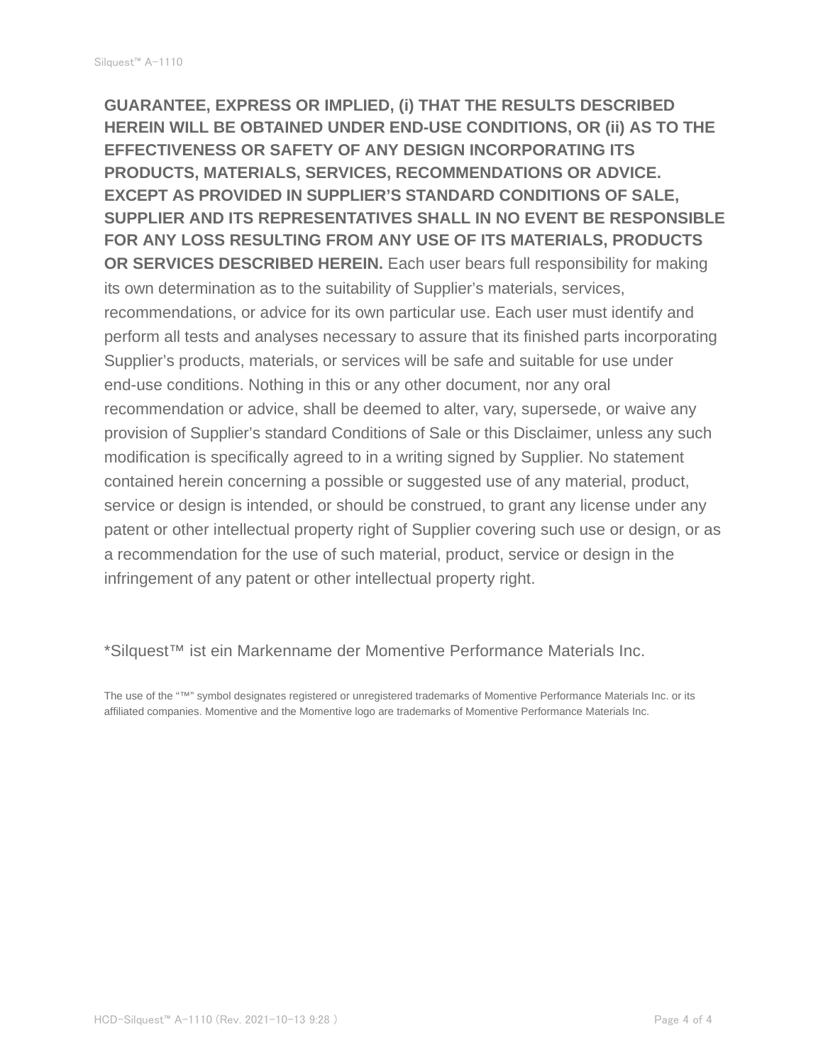**GUARANTEE, EXPRESS OR IMPLIED, (i) THAT THE RESULTS DESCRIBED HEREIN WILL BE OBTAINED UNDER END-USE CONDITIONS, OR (ii) AS TO THE EFFECTIVENESS OR SAFETY OF ANY DESIGN INCORPORATING ITS PRODUCTS, MATERIALS, SERVICES, RECOMMENDATIONS OR ADVICE. EXCEPT AS PROVIDED IN SUPPLIER'S STANDARD CONDITIONS OF SALE, SUPPLIER AND ITS REPRESENTATIVES SHALL IN NO EVENT BE RESPONSIBLE FOR ANY LOSS RESULTING FROM ANY USE OF ITS MATERIALS, PRODUCTS OR SERVICES DESCRIBED HEREIN.** Each user bears full responsibility for making its own determination as to the suitability of Supplier's materials, services, recommendations, or advice for its own particular use. Each user must identify and perform all tests and analyses necessary to assure that its finished parts incorporating Supplier's products, materials, or services will be safe and suitable for use under end-use conditions. Nothing in this or any other document, nor any oral recommendation or advice, shall be deemed to alter, vary, supersede, or waive any provision of Supplier's standard Conditions of Sale or this Disclaimer, unless any such modification is specifically agreed to in a writing signed by Supplier. No statement contained herein concerning a possible or suggested use of any material, product, service or design is intended, or should be construed, to grant any license under any patent or other intellectual property right of Supplier covering such use or design, or as a recommendation for the use of such material, product, service or design in the infringement of any patent or other intellectual property right.

*Silquest™ ist ein Markenname der Momentive Performance Materials Inc.

The use of the "™" symbol designates registered or unregistered trademarks of Momentive Performance Materials Inc. or its affiliated companies. Momentive and the Momentive logo are trademarks of Momentive Performance Materials Inc.